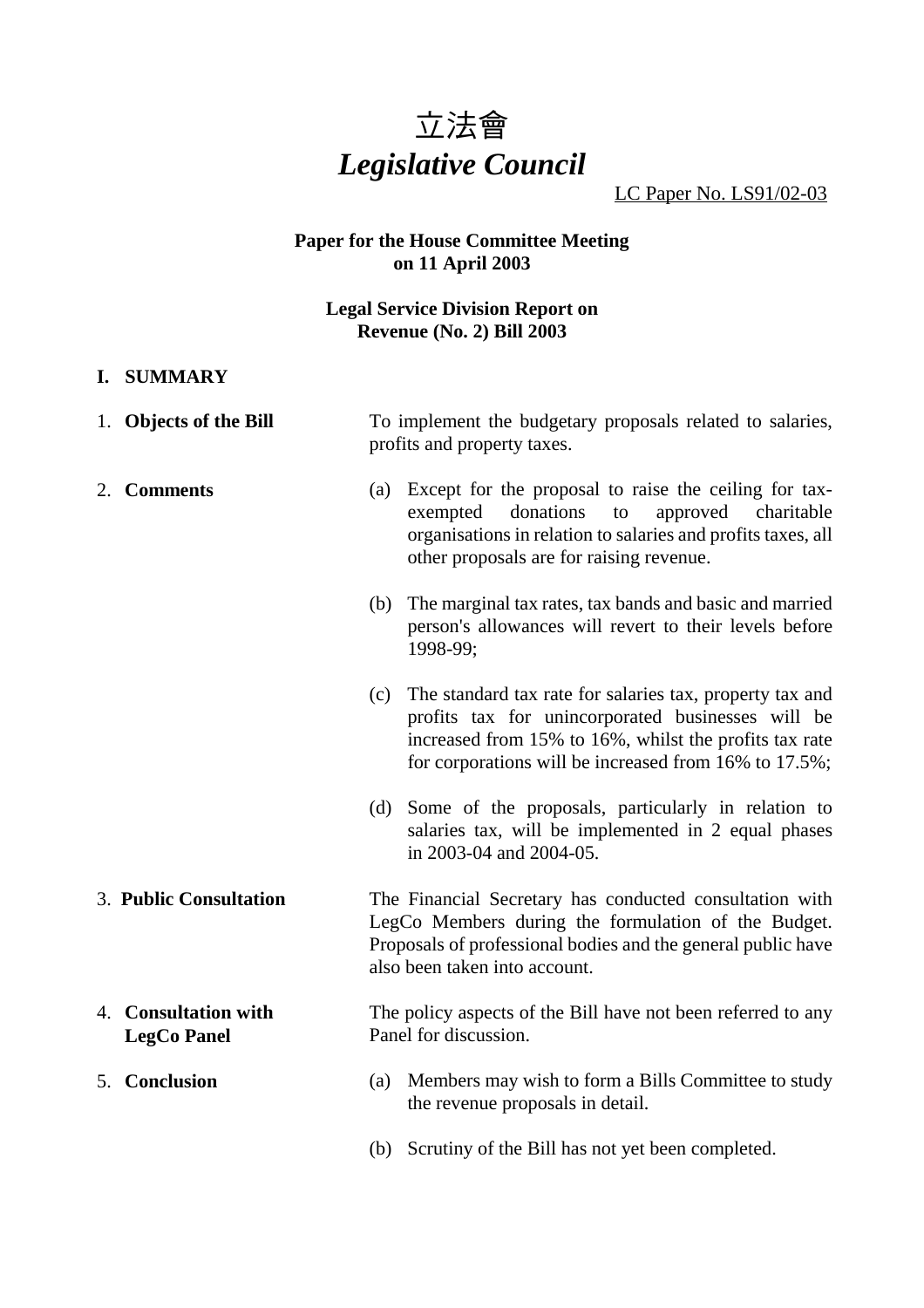# 立法會
# *Legislative Council*

LC Paper No. LS91/02-03

**Paper for the House Committee Meeting on 11 April 2003**

**Legal Service Division Report on Revenue (No. 2) Bill 2003**

## I. SUMMARY

1. **Objects of the Bill**

   To implement the budgetary proposals related to salaries, profits and property taxes.

2. **Comments**

   (a) Except for the proposal to raise the ceiling for tax-exempted donations to approved charitable organisations in relation to salaries and profits taxes, all other proposals are for raising revenue.

   (b) The marginal tax rates, tax bands and basic and married person's allowances will revert to their levels before 1998-99;

   (c) The standard tax rate for salaries tax, property tax and profits tax for unincorporated businesses will be increased from 15% to 16%, whilst the profits tax rate for corporations will be increased from 16% to 17.5%;

   (d) Some of the proposals, particularly in relation to salaries tax, will be implemented in 2 equal phases in 2003-04 and 2004-05.

3. **Public Consultation**

   The Financial Secretary has conducted consultation with LegCo Members during the formulation of the Budget. Proposals of professional bodies and the general public have also been taken into account.

4. **Consultation with LegCo Panel**

   The policy aspects of the Bill have not been referred to any Panel for discussion.

5. **Conclusion**

   (a) Members may wish to form a Bills Committee to study the revenue proposals in detail.

   (b) Scrutiny of the Bill has not yet been completed.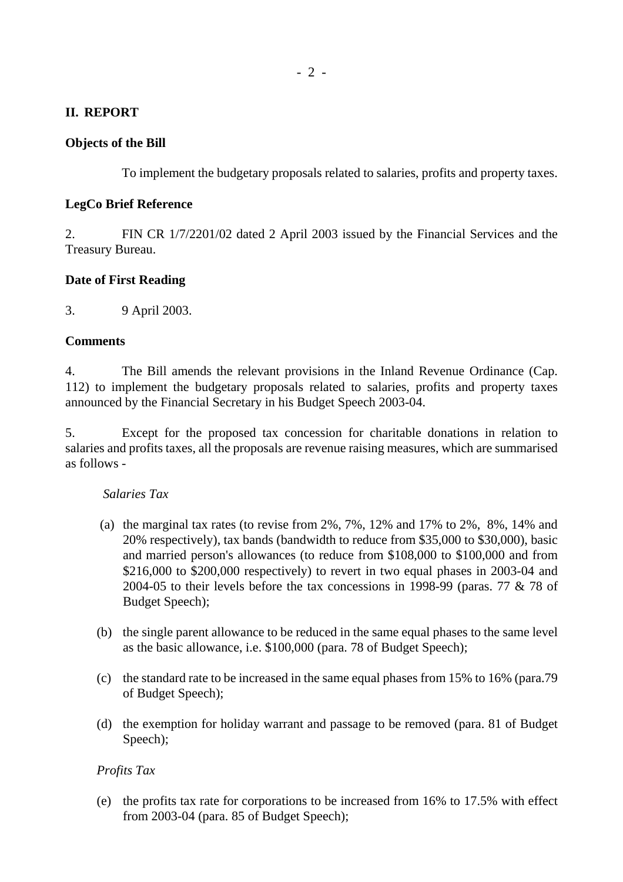## II. REPORT

**Objects of the Bill**

To implement the budgetary proposals related to salaries, profits and property taxes.

**LegCo Brief Reference**

2. FIN CR 1/7/2201/02 dated 2 April 2003 issued by the Financial Services and the Treasury Bureau.

**Date of First Reading**

3. 9 April 2003.

**Comments**

4. The Bill amends the relevant provisions in the Inland Revenue Ordinance (Cap. 112) to implement the budgetary proposals related to salaries, profits and property taxes announced by the Financial Secretary in his Budget Speech 2003-04.

5. Except for the proposed tax concession for charitable donations in relation to salaries and profits taxes, all the proposals are revenue raising measures, which are summarised as follows -

*Salaries Tax*

(a) the marginal tax rates (to revise from 2%, 7%, 12% and 17% to 2%, 8%, 14% and 20% respectively), tax bands (bandwidth to reduce from $35,000 to $30,000), basic and married person's allowances (to reduce from $108,000 to $100,000 and from $216,000 to $200,000 respectively) to revert in two equal phases in 2003-04 and 2004-05 to their levels before the tax concessions in 1998-99 (paras. 77 & 78 of Budget Speech);

(b) the single parent allowance to be reduced in the same equal phases to the same level as the basic allowance, i.e. $100,000 (para. 78 of Budget Speech);

(c) the standard rate to be increased in the same equal phases from 15% to 16% (para.79 of Budget Speech);

(d) the exemption for holiday warrant and passage to be removed (para. 81 of Budget Speech);

*Profits Tax*

(e) the profits tax rate for corporations to be increased from 16% to 17.5% with effect from 2003-04 (para. 85 of Budget Speech);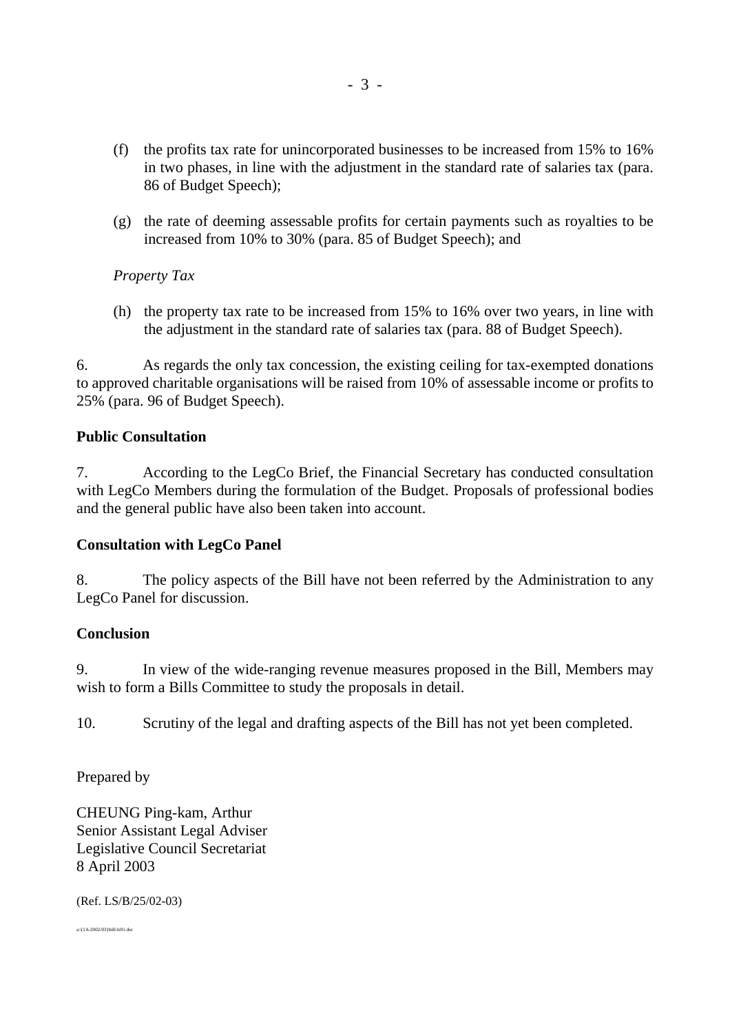(f) the profits tax rate for unincorporated businesses to be increased from 15% to 16% in two phases, in line with the adjustment in the standard rate of salaries tax (para. 86 of Budget Speech);

(g) the rate of deeming assessable profits for certain payments such as royalties to be increased from 10% to 30% (para. 85 of Budget Speech); and

*Property Tax*

(h) the property tax rate to be increased from 15% to 16% over two years, in line with the adjustment in the standard rate of salaries tax (para. 88 of Budget Speech).

6. As regards the only tax concession, the existing ceiling for tax-exempted donations to approved charitable organisations will be raised from 10% of assessable income or profits to 25% (para. 96 of Budget Speech).

**Public Consultation**

7. According to the LegCo Brief, the Financial Secretary has conducted consultation with LegCo Members during the formulation of the Budget. Proposals of professional bodies and the general public have also been taken into account.

**Consultation with LegCo Panel**

8. The policy aspects of the Bill have not been referred by the Administration to any LegCo Panel for discussion.

**Conclusion**

9. In view of the wide-ranging revenue measures proposed in the Bill, Members may wish to form a Bills Committee to study the proposals in detail.

10. Scrutiny of the legal and drafting aspects of the Bill has not yet been completed.

Prepared by

CHEUNG Ping-kam, Arthur
Senior Assistant Legal Adviser
Legislative Council Secretariat
8 April 2003

(Ref. LS/B/25/02-03)

a:\(1A-2002/03)bill-ls91.doc